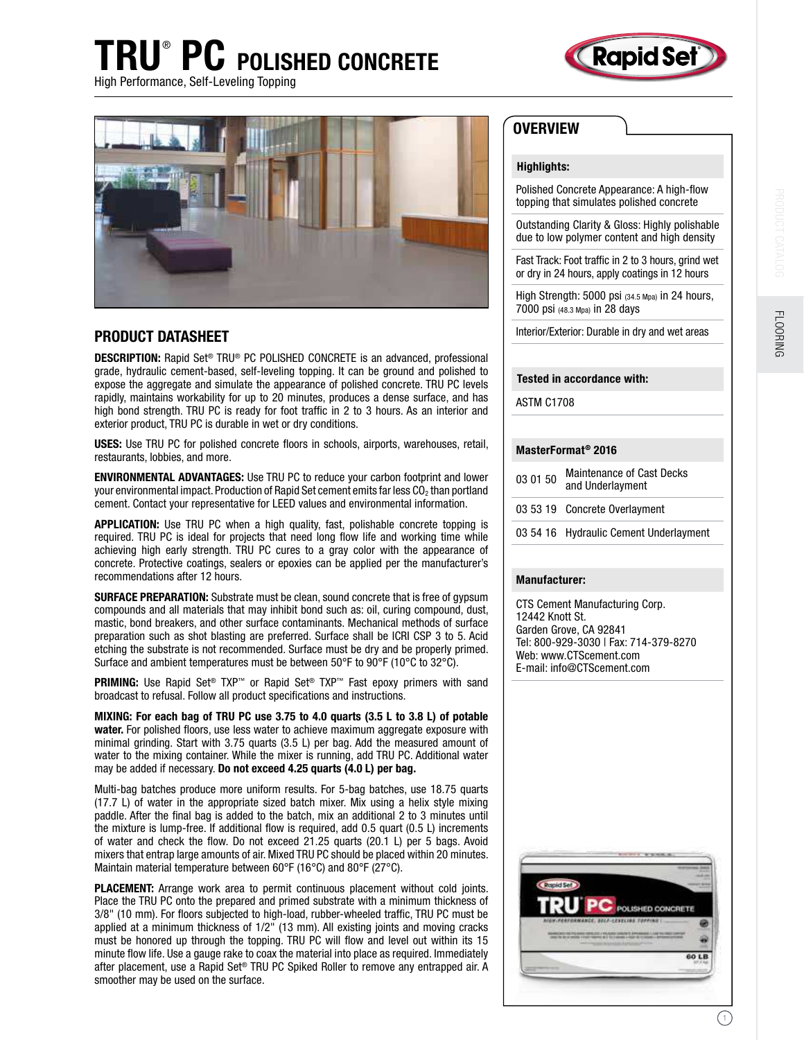# TRU® PC POLISHED CONCRETE

High Performance, Self-Leveling Topping

## PRODUCT DATASHEET

**DESCRIPTION:** Rapid Set® TRU® PC POLISHED CONCRETE is an advanced, professional grade, hydraulic cement-based, self-leveling topping. It can be ground and polished to expose the aggregate and simulate the appearance of polished concrete. TRU PC levels rapidly, maintains workability for up to 20 minutes, produces a dense surface, and has high bond strength. TRU PC is ready for foot traffic in 2 to 3 hours. As an interior and exterior product, TRU PC is durable in wet or dry conditions.

**USES:** Use TRU PC for polished concrete floors in schools, airports, warehouses, retail, restaurants, lobbies, and more.

**ENVIRONMENTAL ADVANTAGES:** Use TRU PC to reduce your carbon footprint and lower your environmental impact. Production of Rapid Set cement emits far less $CO_2$ than portland cement. Contact your representative for LEED values and environmental information.

**APPLICATION:** Use TRU PC when a high quality, fast, polishable concrete topping is required. TRU PC is ideal for projects that need long flow life and working time while achieving high early strength. TRU PC cures to a gray color with the appearance of concrete. Protective coatings, sealers or epoxies can be applied per the manufacturer's recommendations after 12 hours.

**SURFACE PREPARATION:** Substrate must be clean, sound concrete that is free of gypsum compounds and all materials that may inhibit bond such as: oil, curing compound, dust, mastic, bond breakers, and other surface contaminants. Mechanical methods of surface preparation such as shot blasting are preferred. Surface shall be ICRI CSP 3 to 5. Acid etching the substrate is not recommended. Surface must be dry and be properly primed. Surface and ambient temperatures must be between 50°F to 90°F (10°C to 32°C).

**PRIMING:** Use Rapid Set® TXP™ or Rapid Set® TXP™ Fast epoxy primers with sand broadcast to refusal. Follow all product specifications and instructions.

**MIXING: For each bag of TRU PC use 3.75 to 4.0 quarts (3.5 L to 3.8 L) of potable water.** For polished floors, use less water to achieve maximum aggregate exposure with minimal grinding. Start with 3.75 quarts (3.5 L) per bag. Add the measured amount of water to the mixing container. While the mixer is running, add TRU PC. Additional water may be added if necessary. **Do not exceed 4.25 quarts (4.0 L) per bag.**

Multi-bag batches produce more uniform results. For 5-bag batches, use 18.75 quarts (17.7 L) of water in the appropriate sized batch mixer. Mix using a helix style mixing paddle. After the final bag is added to the batch, mix an additional 2 to 3 minutes until the mixture is lump-free. If additional flow is required, add 0.5 quart (0.5 L) increments of water and check the flow. Do not exceed 21.25 quarts (20.1 L) per 5 bags. Avoid mixers that entrap large amounts of air. Mixed TRU PC should be placed within 20 minutes. Maintain material temperature between 60°F (16°C) and 80°F (27°C).

**PLACEMENT:** Arrange work area to permit continuous placement without cold joints. Place the TRU PC onto the prepared and primed substrate with a minimum thickness of 3/8" (10 mm). For floors subjected to high-load, rubber-wheeled traffic, TRU PC must be applied at a minimum thickness of 1/2" (13 mm). All existing joints and moving cracks must be honored up through the topping. TRU PC will flow and level out within its 15 minute flow life. Use a gauge rake to coax the material into place as required. Immediately after placement, use a Rapid Set® TRU PC Spiked Roller to remove any entrapped air. A smoother may be used on the surface.

## OVERVIEW

### Highlights:

- Polished Concrete Appearance: A high-flow topping that simulates polished concrete
- Outstanding Clarity & Gloss: Highly polishable due to low polymer content and high density
- Fast Track: Foot traffic in 2 to 3 hours, grind wet or dry in 24 hours, apply coatings in 12 hours
- High Strength: 5000 psi (34.5 Mpa) in 24 hours, 7000 psi (48.3 Mpa) in 28 days
- Interior/Exterior: Durable in dry and wet areas

### Tested in accordance with:

ASTM C1708

### MasterFormat® 2016

| | |
|---|---|
| 03 01 50 | Maintenance of Cast Decks and Underlayment |
| 03 53 19 | Concrete Overlayment |
| 03 54 16 | Hydraulic Cement Underlayment |

### Manufacturer:

CTS Cement Manufacturing Corp.
12442 Knott St.
Garden Grove, CA 92841
Tel: 800-929-3030 | Fax: 714-379-8270
Web: www.CTScement.com
E-mail: info@CTScement.com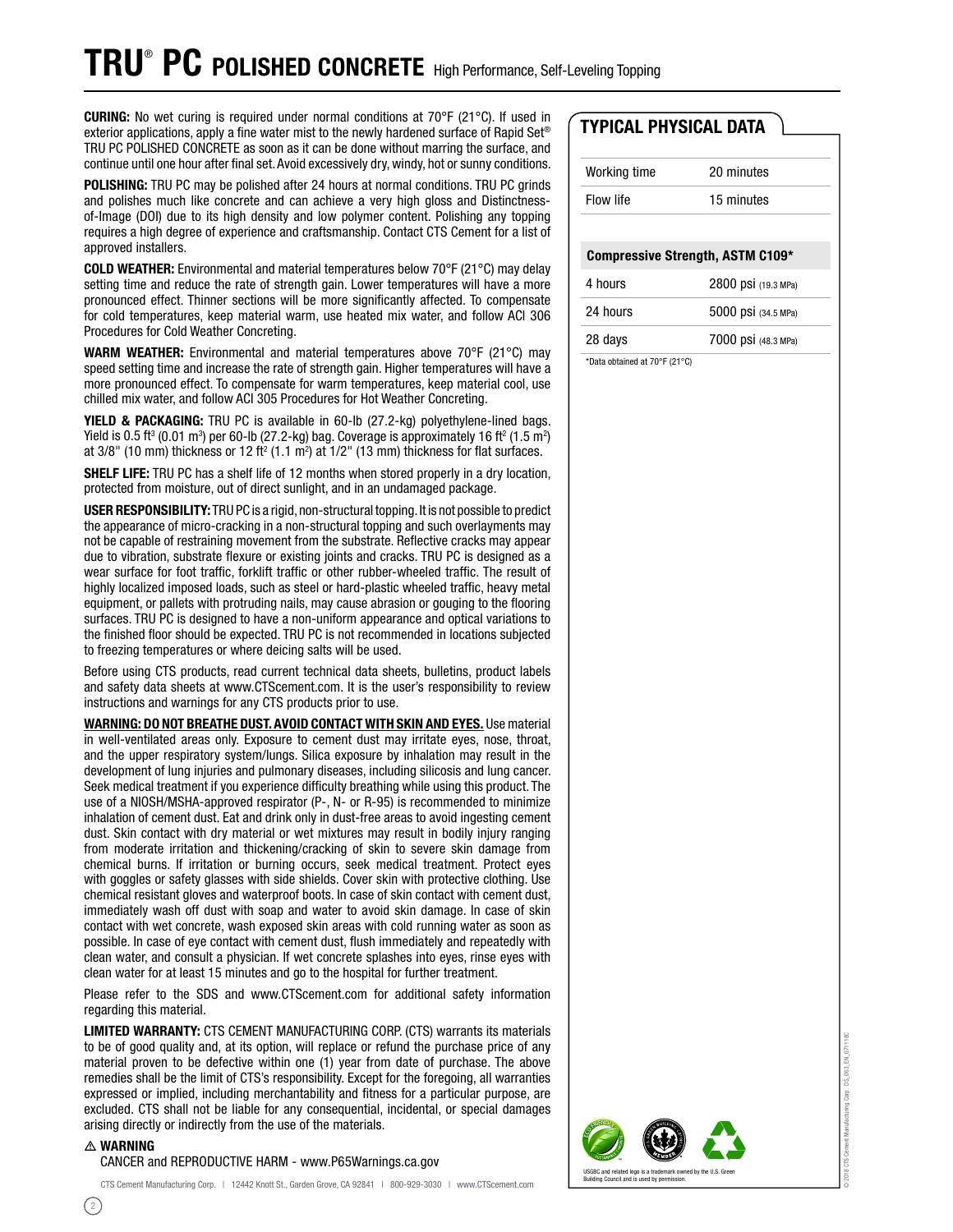# TRU® PC POLISHED CONCRETE High Performance, Self-Leveling Topping

**CURING:** No wet curing is required under normal conditions at 70°F (21°C). If used in exterior applications, apply a fine water mist to the newly hardened surface of Rapid Set® TRU PC POLISHED CONCRETE as soon as it can be done without marring the surface, and continue until one hour after final set. Avoid excessively dry, windy, hot or sunny conditions.

**POLISHING:** TRU PC may be polished after 24 hours at normal conditions. TRU PC grinds and polishes much like concrete and can achieve a very high gloss and Distinctness-of-Image (DOI) due to its high density and low polymer content. Polishing any topping requires a high degree of experience and craftsmanship. Contact CTS Cement for a list of approved installers.

**COLD WEATHER:** Environmental and material temperatures below 70°F (21°C) may delay setting time and reduce the rate of strength gain. Lower temperatures will have a more pronounced effect. Thinner sections will be more significantly affected. To compensate for cold temperatures, keep material warm, use heated mix water, and follow ACI 306 Procedures for Cold Weather Concreting.

**WARM WEATHER:** Environmental and material temperatures above 70°F (21°C) may speed setting time and increase the rate of strength gain. Higher temperatures will have a more pronounced effect. To compensate for warm temperatures, keep material cool, use chilled mix water, and follow ACI 305 Procedures for Hot Weather Concreting.

**YIELD & PACKAGING:** TRU PC is available in 60-lb (27.2-kg) polyethylene-lined bags. Yield is 0.5 $ft^3$ (0.01 $m^3$) per 60-lb (27.2-kg) bag. Coverage is approximately 16 $ft^2$ (1.5 $m^2$) at 3/8" (10 mm) thickness or 12 $ft^2$ (1.1 $m^2$) at 1/2" (13 mm) thickness for flat surfaces.

**SHELF LIFE:** TRU PC has a shelf life of 12 months when stored properly in a dry location, protected from moisture, out of direct sunlight, and in an undamaged package.

**USER RESPONSIBILITY:** TRU PC is a rigid, non-structural topping. It is not possible to predict the appearance of micro-cracking in a non-structural topping and such overlayments may not be capable of restraining movement from the substrate. Reflective cracks may appear due to vibration, substrate flexure or existing joints and cracks. TRU PC is designed as a wear surface for foot traffic, forklift traffic or other rubber-wheeled traffic. The result of highly localized imposed loads, such as steel or hard-plastic wheeled traffic, heavy metal equipment, or pallets with protruding nails, may cause abrasion or gouging to the flooring surfaces. TRU PC is designed to have a non-uniform appearance and optical variations to the finished floor should be expected. TRU PC is not recommended in locations subjected to freezing temperatures or where deicing salts will be used.

Before using CTS products, read current technical data sheets, bulletins, product labels and safety data sheets at www.CTScement.com. It is the user's responsibility to review instructions and warnings for any CTS products prior to use.

**WARNING: DO NOT BREATHE DUST. AVOID CONTACT WITH SKIN AND EYES.** Use material in well-ventilated areas only. Exposure to cement dust may irritate eyes, nose, throat, and the upper respiratory system/lungs. Silica exposure by inhalation may result in the development of lung injuries and pulmonary diseases, including silicosis and lung cancer. Seek medical treatment if you experience difficulty breathing while using this product. The use of a NIOSH/MSHA-approved respirator (P-, N- or R-95) is recommended to minimize inhalation of cement dust. Eat and drink only in dust-free areas to avoid ingesting cement dust. Skin contact with dry material or wet mixtures may result in bodily injury ranging from moderate irritation and thickening/cracking of skin to severe skin damage from chemical burns. If irritation or burning occurs, seek medical treatment. Protect eyes with goggles or safety glasses with side shields. Cover skin with protective clothing. Use chemical resistant gloves and waterproof boots. In case of skin contact with cement dust, immediately wash off dust with soap and water to avoid skin damage. In case of skin contact with wet concrete, wash exposed skin areas with cold running water as soon as possible. In case of eye contact with cement dust, flush immediately and repeatedly with clean water, and consult a physician. If wet concrete splashes into eyes, rinse eyes with clean water for at least 15 minutes and go to the hospital for further treatment.

Please refer to the SDS and www.CTScement.com for additional safety information regarding this material.

**LIMITED WARRANTY:** CTS CEMENT MANUFACTURING CORP. (CTS) warrants its materials to be of good quality and, at its option, will replace or refund the purchase price of any material proven to be defective within one (1) year from date of purchase. The above remedies shall be the limit of CTS's responsibility. Except for the foregoing, all warranties expressed or implied, including merchantability and fitness for a particular purpose, are excluded. CTS shall not be liable for any consequential, incidental, or special damages arising directly or indirectly from the use of the materials.

⚠ **WARNING**
CANCER and REPRODUCTIVE HARM - www.P65Warnings.ca.gov

CTS Cement Manufacturing Corp. | 12442 Knott St., Garden Grove, CA 92841 | 800-929-3030 | www.CTScement.com

## TYPICAL PHYSICAL DATA

| | |
|---|---|
| Working time | 20 minutes |
| Flow life | 15 minutes |

| Compressive Strength, ASTM C109* | |
|---|---|
| 4 hours | 2800 psi (19.3 MPa) |
| 24 hours | 5000 psi (34.5 MPa) |
| 28 days | 7000 psi (48.3 MPa) |

*Data obtained at 70°F (21°C)

USGBC and related logo is a trademark owned by the U.S. Green Building Council and is used by permission.

© 2018 CTS Cement Manufacturing Corp. DS_063_EN_071118C